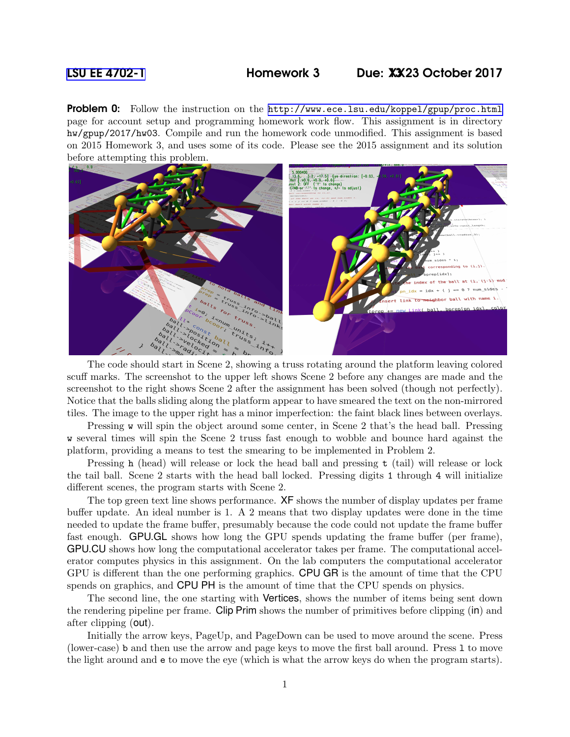LSU EE 4702-1 **Homework 3** **Due: ~~XX~~23 October 2017**

**Problem 0:** Follow the instruction on the http://www.ece.lsu.edu/koppel/gpup/proc.html page for account setup and programming homework work flow. This assignment is in directory hw/gpup/2017/hw03. Compile and run the homework code unmodified. This assignment is based on 2015 Homework 3, and uses some of its code. Please see the 2015 assignment and its solution before attempting this problem.

The code should start in Scene 2, showing a truss rotating around the platform leaving colored scuff marks. The screenshot to the upper left shows Scene 2 before any changes are made and the screenshot to the right shows Scene 2 after the assignment has been solved (though not perfectly). Notice that the balls sliding along the platform appear to have smeared the text on the non-mirrored tiles. The image to the upper right has a minor imperfection: the faint black lines between overlays.

Pressing `w` will spin the object around some center, in Scene 2 that's the head ball. Pressing `w` several times will spin the Scene 2 truss fast enough to wobble and bounce hard against the platform, providing a means to test the smearing to be implemented in Problem 2.

Pressing `h` (head) will release or lock the head ball and pressing `t` (tail) will release or lock the tail ball. Scene 2 starts with the head ball locked. Pressing digits `1` through `4` will initialize different scenes, the program starts with Scene 2.

The top green text line shows performance. XF shows the number of display updates per frame buffer update. An ideal number is 1. A 2 means that two display updates were done in the time needed to update the frame buffer, presumably because the code could not update the frame buffer fast enough. GPU.GL shows how long the GPU spends updating the frame buffer (per frame), GPU.CU shows how long the computational accelerator takes per frame. The computational accelerator computes physics in this assignment. On the lab computers the computational accelerator GPU is different than the one performing graphics. CPU GR is the amount of time that the CPU spends on graphics, and CPU PH is the amount of time that the CPU spends on physics.

The second line, the one starting with Vertices, shows the number of items being sent down the rendering pipeline per frame. Clip Prim shows the number of primitives before clipping (in) and after clipping (out).

Initially the arrow keys, PageUp, and PageDown can be used to move around the scene. Press (lower-case) `b` and then use the arrow and page keys to move the first ball around. Press `l` to move the light around and `e` to move the eye (which is what the arrow keys do when the program starts).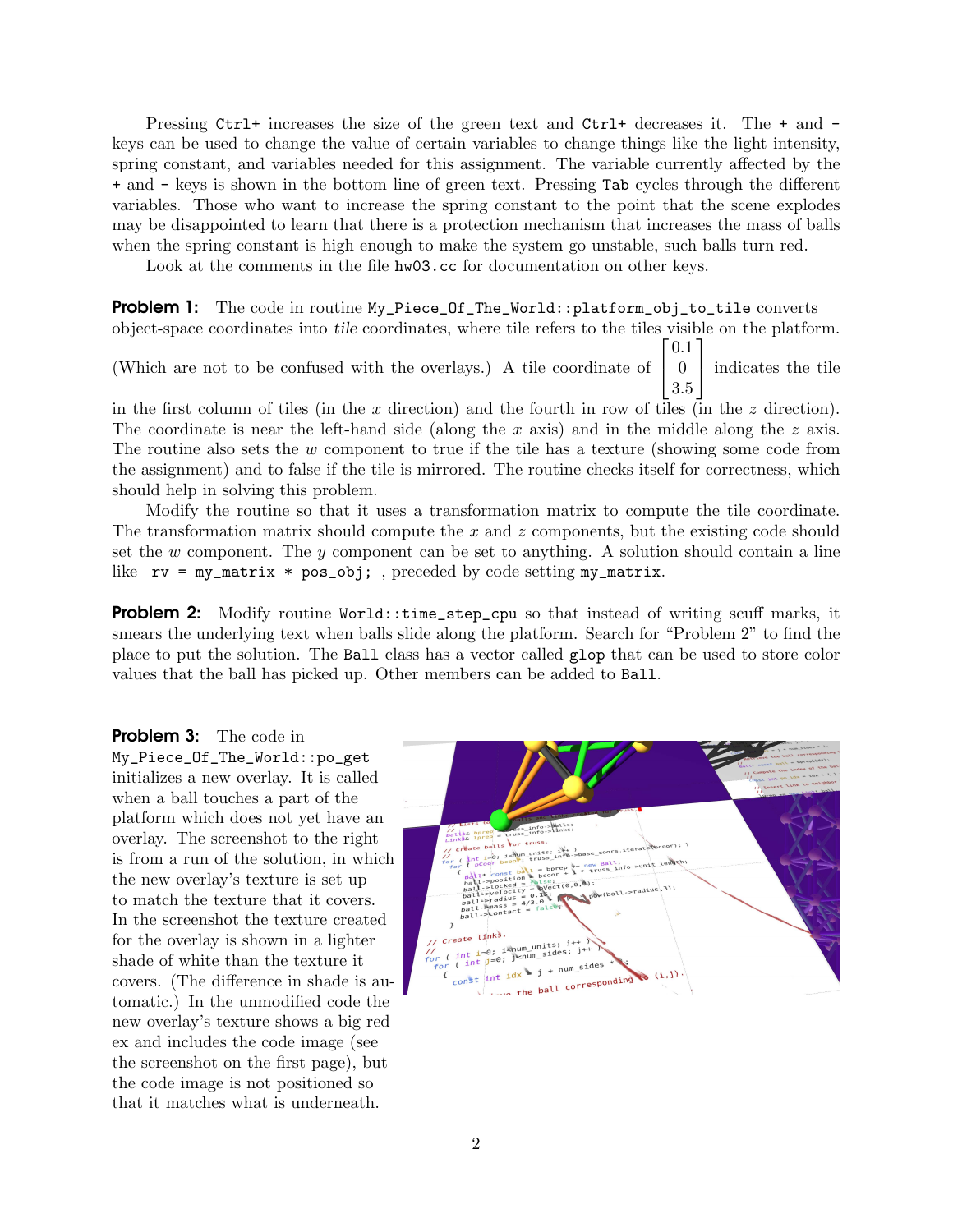Pressing `Ctrl+` increases the size of the green text and `Ctrl+` decreases it. The `+` and `-` keys can be used to change the value of certain variables to change things like the light intensity, spring constant, and variables needed for this assignment. The variable currently affected by the `+` and `-` keys is shown in the bottom line of green text. Pressing `Tab` cycles through the different variables. Those who want to increase the spring constant to the point that the scene explodes may be disappointed to learn that there is a protection mechanism that increases the mass of balls when the spring constant is high enough to make the system go unstable, such balls turn red.

Look at the comments in the file `hw03.cc` for documentation on other keys.

**Problem 1:** The code in routine `My_Piece_Of_The_World::platform_obj_to_tile` converts object-space coordinates into *tile* coordinates, where tile refers to the tiles visible on the platform. (Which are not to be confused with the overlays.) A tile coordinate of $\begin{bmatrix} 0.1 \\ 0 \\ 3.5 \end{bmatrix}$ indicates the tile in the first column of tiles (in the $x$ direction) and the fourth in row of tiles (in the $z$ direction). The coordinate is near the left-hand side (along the $x$ axis) and in the middle along the $z$ axis. The routine also sets the $w$ component to true if the tile has a texture (showing some code from the assignment) and to false if the tile is mirrored. The routine checks itself for correctness, which should help in solving this problem.

Modify the routine so that it uses a transformation matrix to compute the tile coordinate. The transformation matrix should compute the $x$ and $z$ components, but the existing code should set the $w$ component. The $y$ component can be set to anything. A solution should contain a line like `rv = my_matrix * pos_obj;` , preceded by code setting `my_matrix`.

**Problem 2:** Modify routine `World::time_step_cpu` so that instead of writing scuff marks, it smears the underlying text when balls slide along the platform. Search for "Problem 2" to find the place to put the solution. The `Ball` class has a vector called `glop` that can be used to store color values that the ball has picked up. Other members can be added to `Ball`.

**Problem 3:** The code in `My_Piece_Of_The_World::po_get` initializes a new overlay. It is called when a ball touches a part of the platform which does not yet have an overlay. The screenshot to the right is from a run of the solution, in which the new overlay's texture is set up to match the texture that it covers. In the screenshot the texture created for the overlay is shown in a lighter shade of white than the texture it covers. (The difference in shade is automatic.) In the unmodified code the new overlay's texture shows a big red ex and includes the code image (see the screenshot on the first page), but the code image is not positioned so that it matches what is underneath.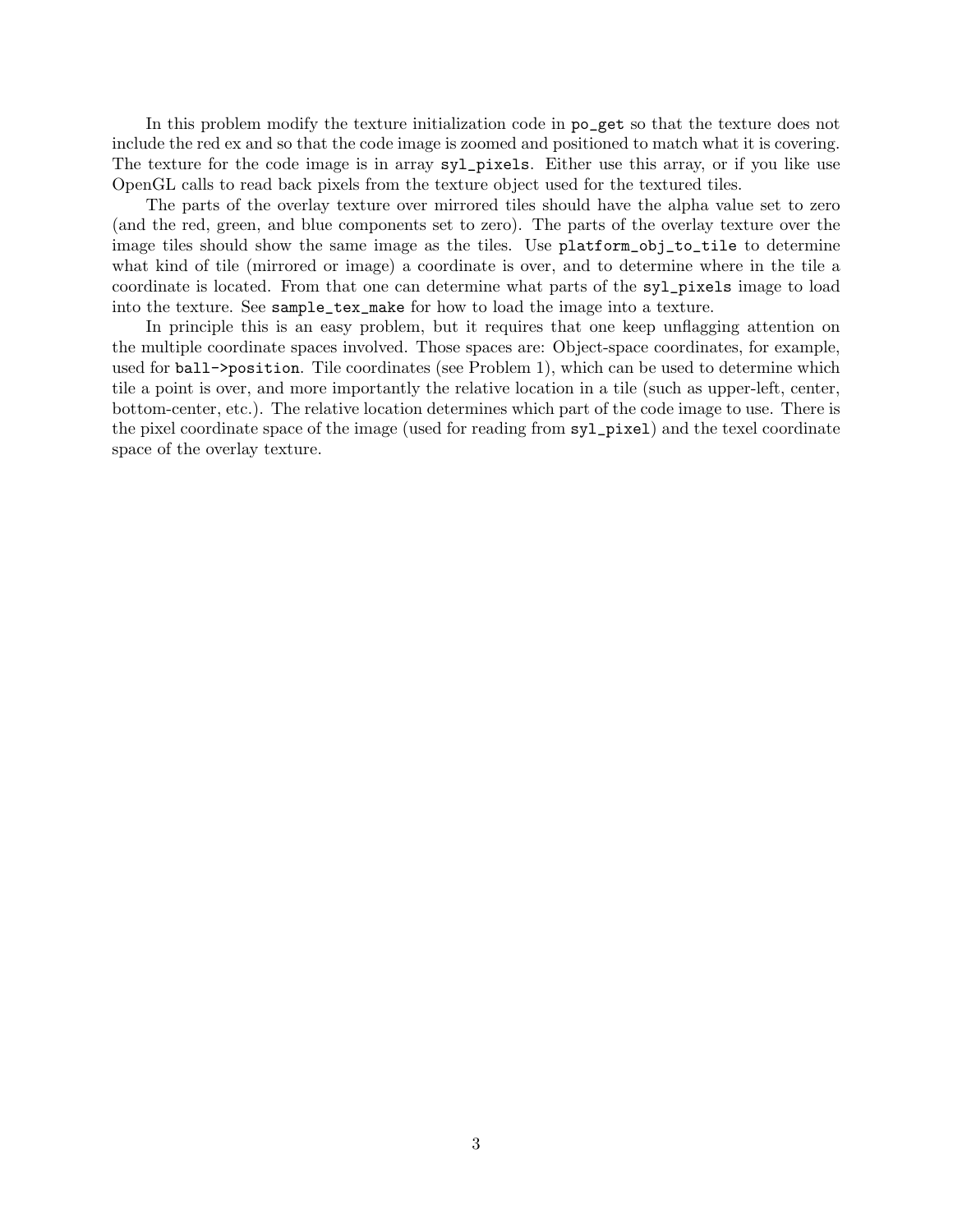In this problem modify the texture initialization code in `po_get` so that the texture does not include the red ex and so that the code image is zoomed and positioned to match what it is covering. The texture for the code image is in array `syl_pixels`. Either use this array, or if you like use OpenGL calls to read back pixels from the texture object used for the textured tiles.

The parts of the overlay texture over mirrored tiles should have the alpha value set to zero (and the red, green, and blue components set to zero). The parts of the overlay texture over the image tiles should show the same image as the tiles. Use `platform_obj_to_tile` to determine what kind of tile (mirrored or image) a coordinate is over, and to determine where in the tile a coordinate is located. From that one can determine what parts of the `syl_pixels` image to load into the texture. See `sample_tex_make` for how to load the image into a texture.

In principle this is an easy problem, but it requires that one keep unflagging attention on the multiple coordinate spaces involved. Those spaces are: Object-space coordinates, for example, used for `ball->position`. Tile coordinates (see Problem 1), which can be used to determine which tile a point is over, and more importantly the relative location in a tile (such as upper-left, center, bottom-center, etc.). The relative location determines which part of the code image to use. There is the pixel coordinate space of the image (used for reading from `syl_pixel`) and the texel coordinate space of the overlay texture.